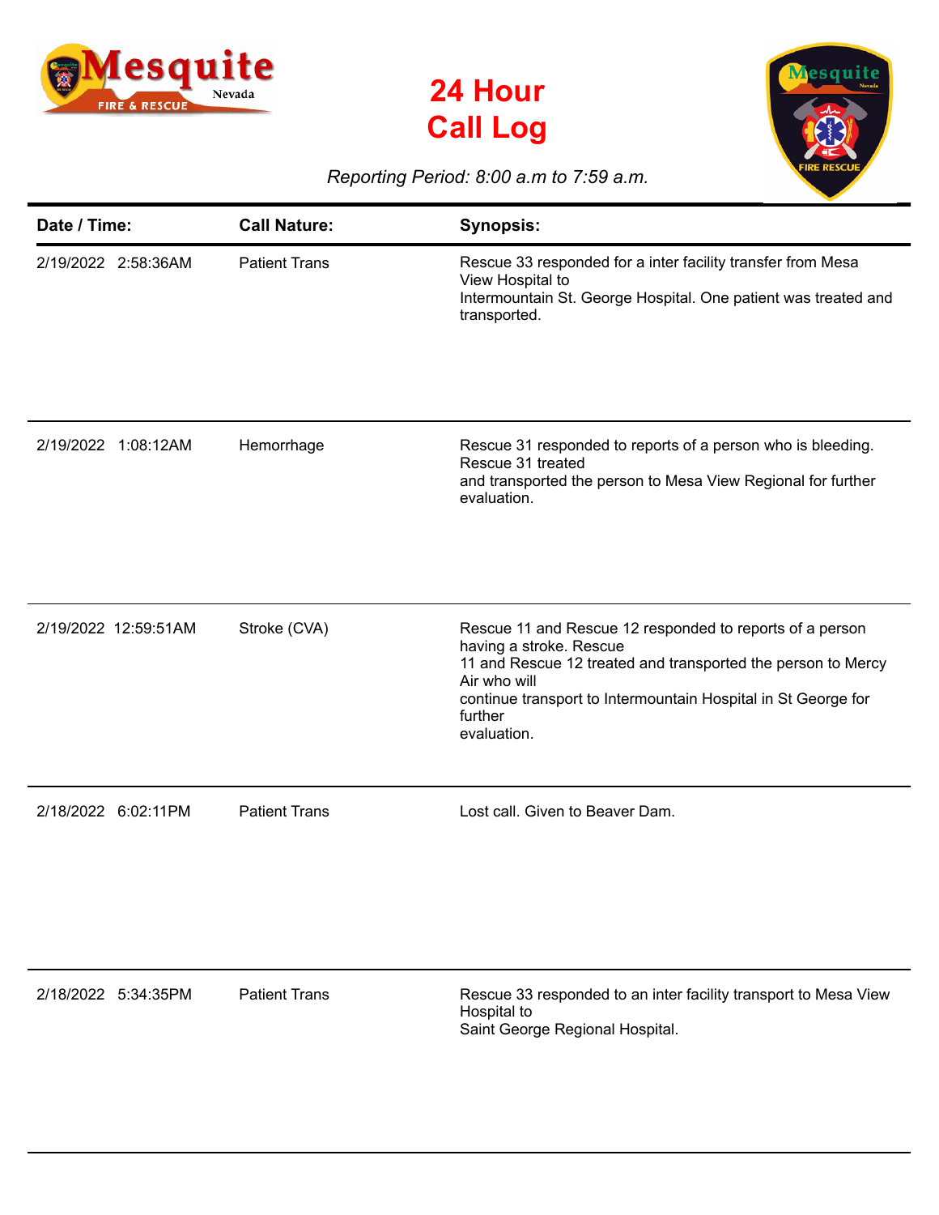# 24 Hour Call Log

*Reporting Period: 8:00 a.m to 7:59 a.m.*

| Date / Time: | Call Nature: | Synopsis: |
|---|---|---|
| 2/19/2022 2:58:36AM | Patient Trans | Rescue 33 responded for a inter facility transfer from Mesa View Hospital to Intermountain St. George Hospital. One patient was treated and transported. |
| 2/19/2022 1:08:12AM | Hemorrhage | Rescue 31 responded to reports of a person who is bleeding. Rescue 31 treated and transported the person to Mesa View Regional for further evaluation. |
| 2/19/2022 12:59:51AM | Stroke (CVA) | Rescue 11 and Rescue 12 responded to reports of a person having a stroke. Rescue 11 and Rescue 12 treated and transported the person to Mercy Air who will continue transport to Intermountain Hospital in St George for further evaluation. |
| 2/18/2022 6:02:11PM | Patient Trans | Lost call. Given to Beaver Dam. |
| 2/18/2022 5:34:35PM | Patient Trans | Rescue 33 responded to an inter facility transport to Mesa View Hospital to Saint George Regional Hospital. |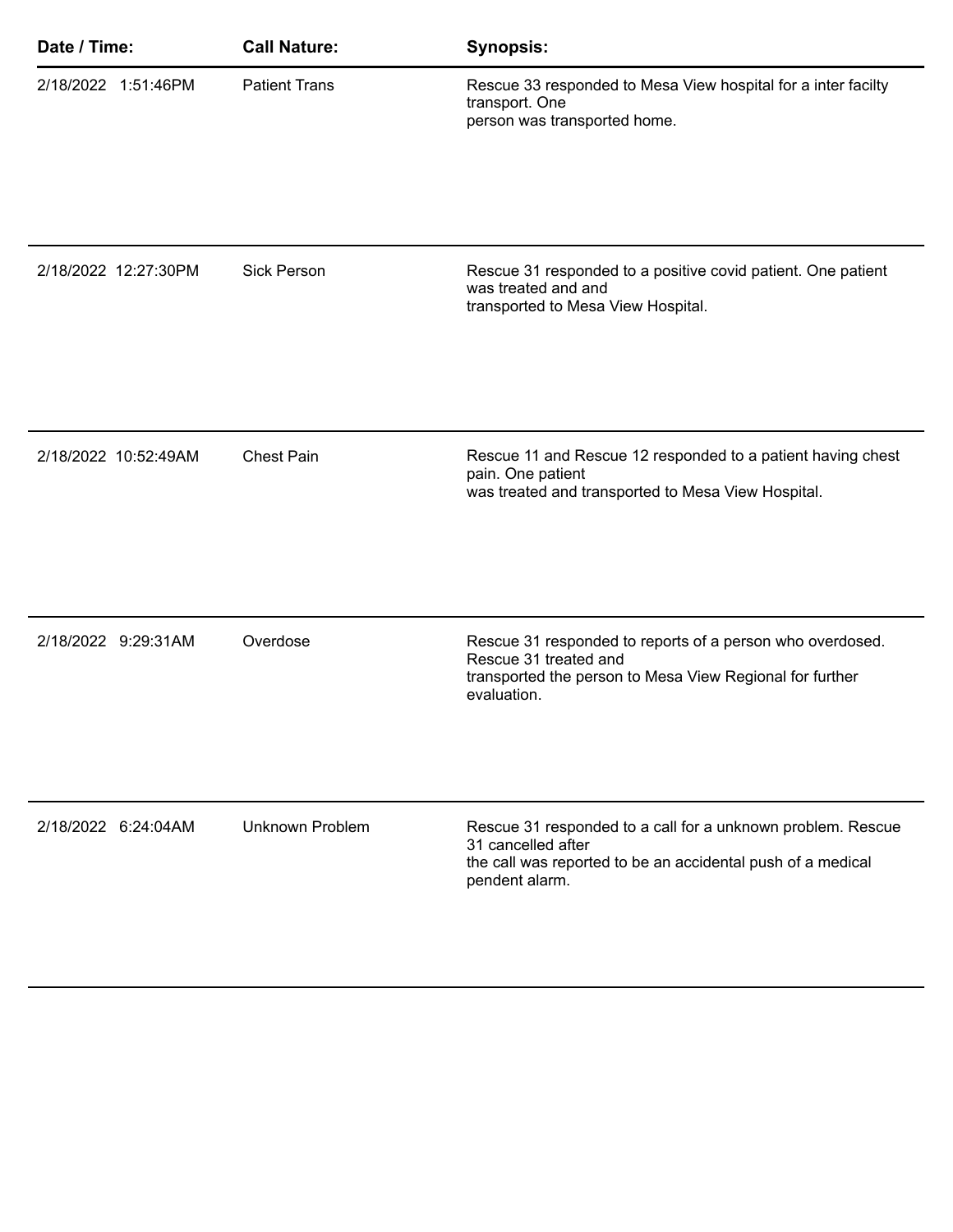| Date / Time: | Call Nature: | Synopsis: |
| --- | --- | --- |
| 2/18/2022 1:51:46PM | Patient Trans | Rescue 33 responded to Mesa View hospital for a inter facilty transport. One person was transported home. |
| 2/18/2022 12:27:30PM | Sick Person | Rescue 31 responded to a positive covid patient. One patient was treated and and transported to Mesa View Hospital. |
| 2/18/2022 10:52:49AM | Chest Pain | Rescue 11 and Rescue 12 responded to a patient having chest pain. One patient was treated and transported to Mesa View Hospital. |
| 2/18/2022 9:29:31AM | Overdose | Rescue 31 responded to reports of a person who overdosed. Rescue 31 treated and transported the person to Mesa View Regional for further evaluation. |
| 2/18/2022 6:24:04AM | Unknown Problem | Rescue 31 responded to a call for a unknown problem. Rescue 31 cancelled after the call was reported to be an accidental push of a medical pendent alarm. |